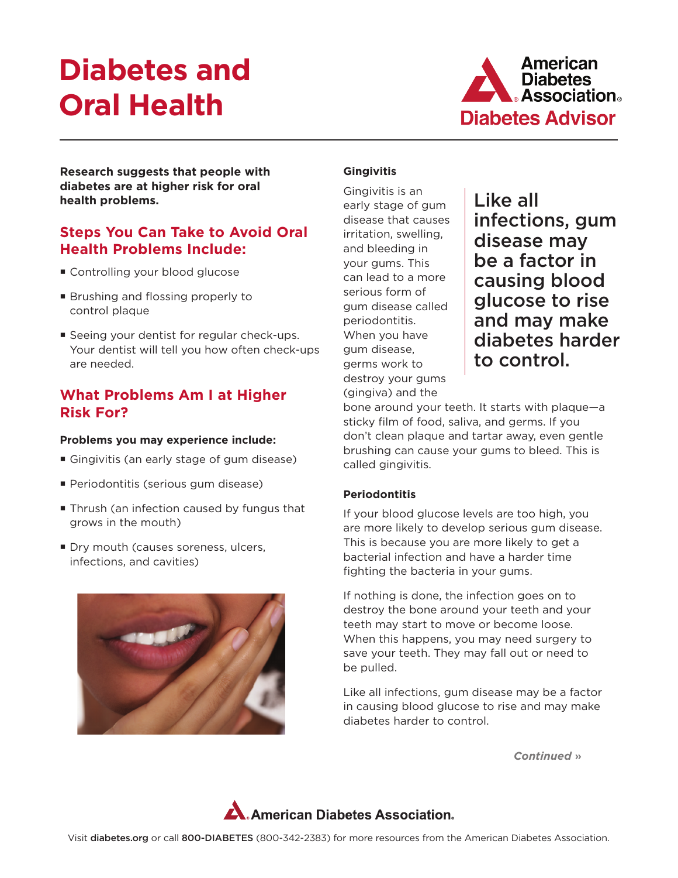# Diabetes and Oral Health

**Research suggests that people with diabetes are at higher risk for oral health problems.**

## Steps You Can Take to Avoid Oral Health Problems Include:

- Controlling your blood glucose
- Brushing and flossing properly to control plaque
- Seeing your dentist for regular check-ups. Your dentist will tell you how often check-ups are needed.

## What Problems Am I at Higher Risk For?

**Problems you may experience include:**

- Gingivitis (an early stage of gum disease)
- Periodontitis (serious gum disease)
- Thrush (an infection caused by fungus that grows in the mouth)
- Dry mouth (causes soreness, ulcers, infections, and cavities)

### Gingivitis

Gingivitis is an early stage of gum disease that causes irritation, swelling, and bleeding in your gums. This can lead to a more serious form of gum disease called periodontitis. When you have gum disease, germs work to destroy your gums (gingiva) and the bone around your teeth. It starts with plaque—a sticky film of food, saliva, and germs. If you don't clean plaque and tartar away, even gentle brushing can cause your gums to bleed. This is called gingivitis.

> Like all infections, gum disease may be a factor in causing blood glucose to rise and may make diabetes harder to control.

### Periodontitis

If your blood glucose levels are too high, you are more likely to develop serious gum disease. This is because you are more likely to get a bacterial infection and have a harder time fighting the bacteria in your gums.

If nothing is done, the infection goes on to destroy the bone around your teeth and your teeth may start to move or become loose. When this happens, you may need surgery to save your teeth. They may fall out or need to be pulled.

Like all infections, gum disease may be a factor in causing blood glucose to rise and may make diabetes harder to control.

*Continued »*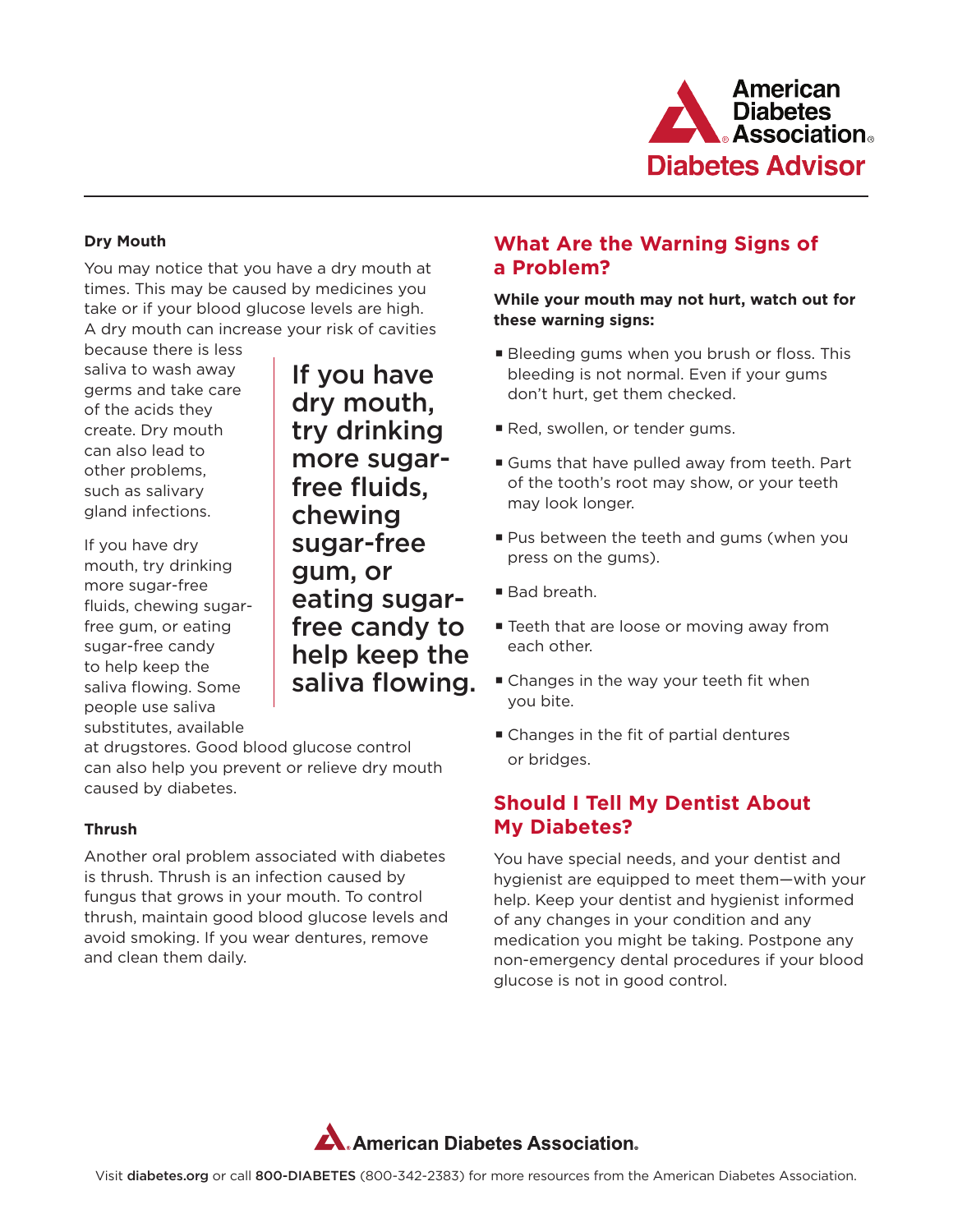**Dry Mouth**

You may notice that you have a dry mouth at times. This may be caused by medicines you take or if your blood glucose levels are high. A dry mouth can increase your risk of cavities because there is less saliva to wash away germs and take care of the acids they create. Dry mouth can also lead to other problems, such as salivary gland infections.

If you have dry mouth, try drinking more sugar-free fluids, chewing sugar-free gum, or eating sugar-free candy to help keep the saliva flowing. Some people use saliva substitutes, available at drugstores. Good blood glucose control can also help you prevent or relieve dry mouth caused by diabetes.

> If you have dry mouth, try drinking more sugar-free fluids, chewing sugar-free gum, or eating sugar-free candy to help keep the saliva flowing.

**Thrush**

Another oral problem associated with diabetes is thrush. Thrush is an infection caused by fungus that grows in your mouth. To control thrush, maintain good blood glucose levels and avoid smoking. If you wear dentures, remove and clean them daily.

## What Are the Warning Signs of a Problem?

**While your mouth may not hurt, watch out for these warning signs:**

- Bleeding gums when you brush or floss. This bleeding is not normal. Even if your gums don't hurt, get them checked.
- Red, swollen, or tender gums.
- Gums that have pulled away from teeth. Part of the tooth's root may show, or your teeth may look longer.
- Pus between the teeth and gums (when you press on the gums).
- Bad breath.
- Teeth that are loose or moving away from each other.
- Changes in the way your teeth fit when you bite.
- Changes in the fit of partial dentures or bridges.

## Should I Tell My Dentist About My Diabetes?

You have special needs, and your dentist and hygienist are equipped to meet them—with your help. Keep your dentist and hygienist informed of any changes in your condition and any medication you might be taking. Postpone any non-emergency dental procedures if your blood glucose is not in good control.

Visit **diabetes.org** or call **800-DIABETES** (800-342-2383) for more resources from the American Diabetes Association.